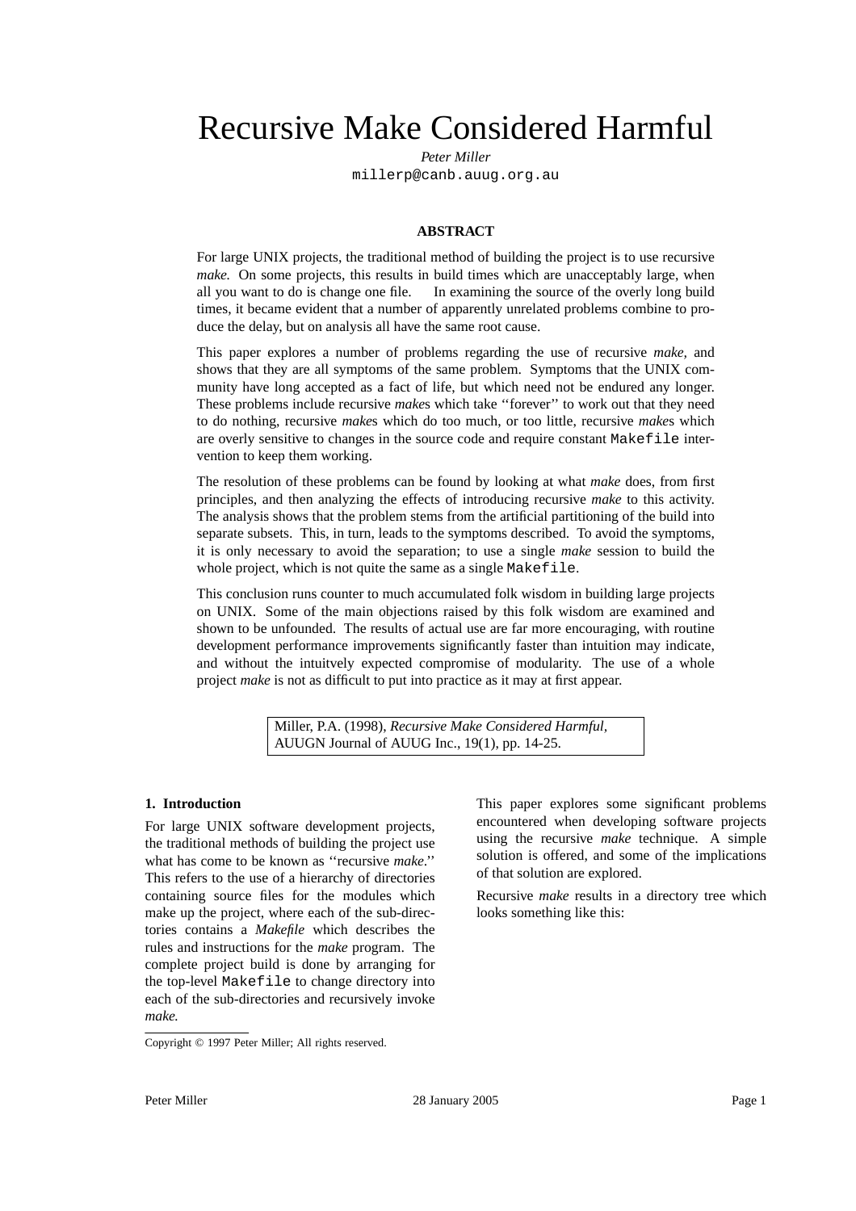# Recursive Make Considered Harmful

*Peter Miller*

`millerp@canb.auug.org.au`

**ABSTRACT**

For large UNIX projects, the traditional method of building the project is to use recursive *make.* On some projects, this results in build times which are unacceptably large, when all you want to do is change one file. In examining the source of the overly long build times, it became evident that a number of apparently unrelated problems combine to produce the delay, but on analysis all have the same root cause.

This paper explores a number of problems regarding the use of recursive *make,* and shows that they are all symptoms of the same problem. Symptoms that the UNIX community have long accepted as a fact of life, but which need not be endured any longer. These problems include recursive *make*s which take ''forever'' to work out that they need to do nothing, recursive *make*s which do too much, or too little, recursive *make*s which are overly sensitive to changes in the source code and require constant `Makefile` intervention to keep them working.

The resolution of these problems can be found by looking at what *make* does, from first principles, and then analyzing the effects of introducing recursive *make* to this activity. The analysis shows that the problem stems from the artificial partitioning of the build into separate subsets. This, in turn, leads to the symptoms described. To avoid the symptoms, it is only necessary to avoid the separation; to use a single *make* session to build the whole project, which is not quite the same as a single `Makefile`.

This conclusion runs counter to much accumulated folk wisdom in building large projects on UNIX. Some of the main objections raised by this folk wisdom are examined and shown to be unfounded. The results of actual use are far more encouraging, with routine development performance improvements significantly faster than intuition may indicate, and without the intuitvely expected compromise of modularity. The use of a whole project *make* is not as difficult to put into practice as it may at first appear.

Miller, P.A. (1998), *Recursive Make Considered Harmful,* AUUGN Journal of AUUG Inc., 19(1), pp. 14-25.

## 1. Introduction

For large UNIX software development projects, the traditional methods of building the project use what has come to be known as ''recursive *make*.'' This refers to the use of a hierarchy of directories containing source files for the modules which make up the project, where each of the sub-directories contains a *Makefile* which describes the rules and instructions for the *make* program. The complete project build is done by arranging for the top-level `Makefile` to change directory into each of the sub-directories and recursively invoke *make.*

This paper explores some significant problems encountered when developing software projects using the recursive *make* technique. A simple solution is offered, and some of the implications of that solution are explored.

Recursive *make* results in a directory tree which looks something like this:

Copyright © 1997 Peter Miller; All rights reserved.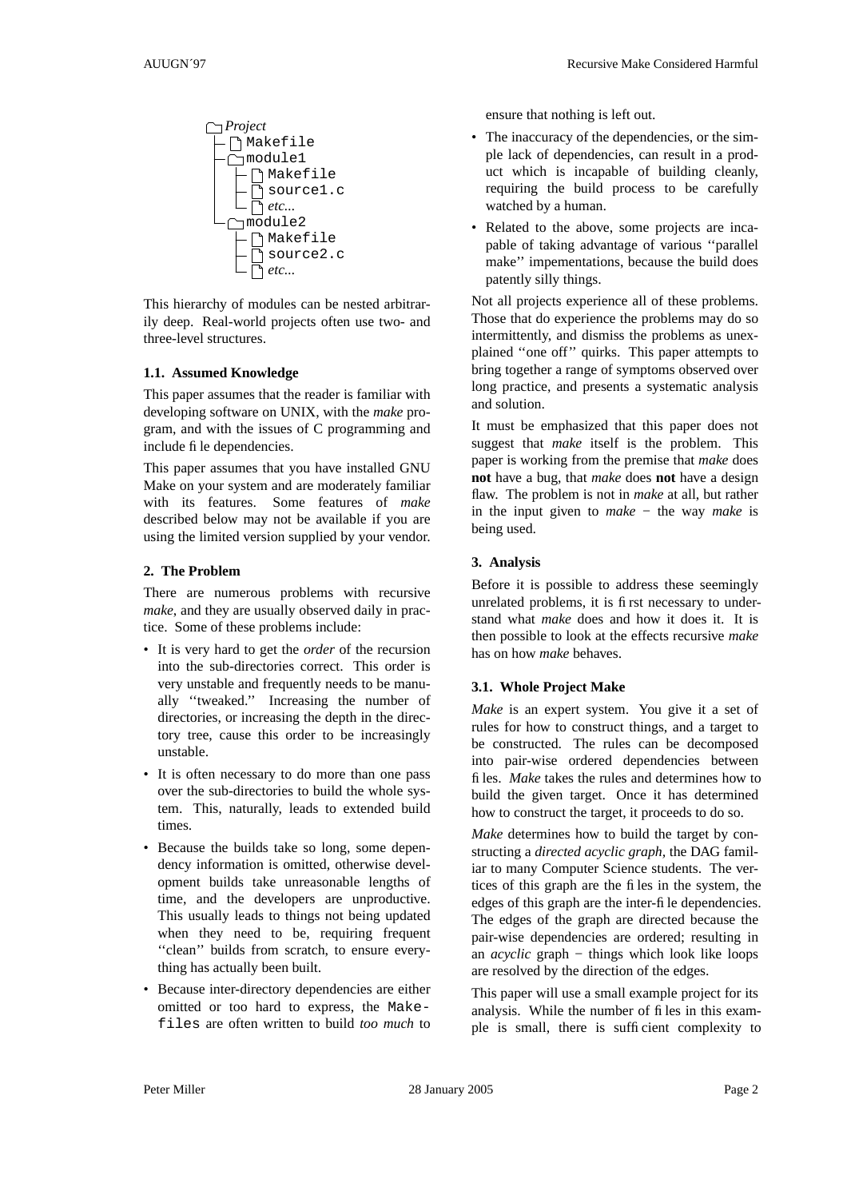```
Project
├ Makefile
├ module1
│ ├ Makefile
│ ├ source1.c
│ └ etc...
└ module2
  ├ Makefile
  ├ source2.c
  └ etc...
```

This hierarchy of modules can be nested arbitrarily deep. Real-world projects often use two- and three-level structures.

### 1.1. Assumed Knowledge

This paper assumes that the reader is familiar with developing software on UNIX, with the *make* program, and with the issues of C programming and include file dependencies.

This paper assumes that you have installed GNU Make on your system and are moderately familiar with its features. Some features of *make* described below may not be available if you are using the limited version supplied by your vendor.

## 2. The Problem

There are numerous problems with recursive *make*, and they are usually observed daily in practice. Some of these problems include:

- It is very hard to get the *order* of the recursion into the sub-directories correct. This order is very unstable and frequently needs to be manually ''tweaked.'' Increasing the number of directories, or increasing the depth in the directory tree, cause this order to be increasingly unstable.
- It is often necessary to do more than one pass over the sub-directories to build the whole system. This, naturally, leads to extended build times.
- Because the builds take so long, some dependency information is omitted, otherwise development builds take unreasonable lengths of time, and the developers are unproductive. This usually leads to things not being updated when they need to be, requiring frequent ''clean'' builds from scratch, to ensure everything has actually been built.
- Because inter-directory dependencies are either omitted or too hard to express, the `Makefiles` are often written to build *too much* to ensure that nothing is left out.
- The inaccuracy of the dependencies, or the simple lack of dependencies, can result in a product which is incapable of building cleanly, requiring the build process to be carefully watched by a human.
- Related to the above, some projects are incapable of taking advantage of various ''parallel make'' impementations, because the build does patently silly things.

Not all projects experience all of these problems. Those that do experience the problems may do so intermittently, and dismiss the problems as unexplained ''one off'' quirks. This paper attempts to bring together a range of symptoms observed over long practice, and presents a systematic analysis and solution.

It must be emphasized that this paper does not suggest that *make* itself is the problem. This paper is working from the premise that *make* does **not** have a bug, that *make* does **not** have a design flaw. The problem is not in *make* at all, but rather in the input given to *make* − the way *make* is being used.

## 3. Analysis

Before it is possible to address these seemingly unrelated problems, it is first necessary to understand what *make* does and how it does it. It is then possible to look at the effects recursive *make* has on how *make* behaves.

### 3.1. Whole Project Make

*Make* is an expert system. You give it a set of rules for how to construct things, and a target to be constructed. The rules can be decomposed into pair-wise ordered dependencies between files. *Make* takes the rules and determines how to build the given target. Once it has determined how to construct the target, it proceeds to do so.

*Make* determines how to build the target by constructing a *directed acyclic graph*, the DAG familiar to many Computer Science students. The vertices of this graph are the files in the system, the edges of this graph are the inter-file dependencies. The edges of the graph are directed because the pair-wise dependencies are ordered; resulting in an *acyclic* graph − things which look like loops are resolved by the direction of the edges.

This paper will use a small example project for its analysis. While the number of files in this example is small, there is sufficient complexity to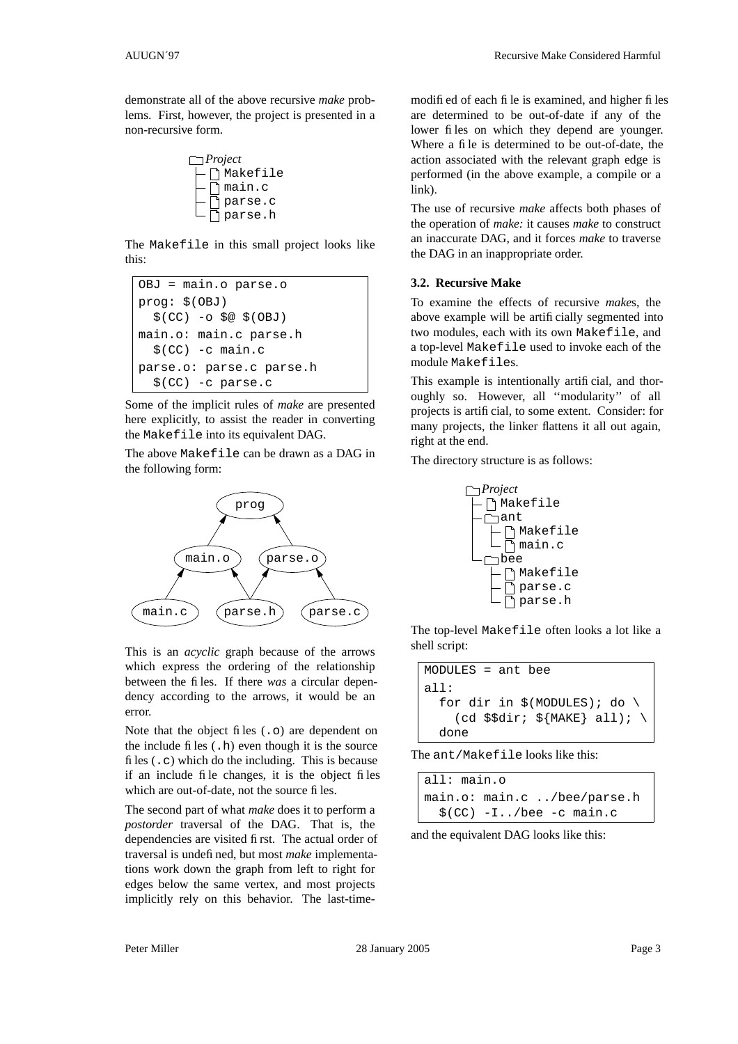demonstrate all of the above recursive *make* problems. First, however, the project is presented in a non-recursive form.

```
Project
├ Makefile
├ main.c
├ parse.c
└ parse.h
```

The `Makefile` in this small project looks like this:

```
OBJ = main.o parse.o
prog: $(OBJ)
  $(CC) -o $@ $(OBJ)
main.o: main.c parse.h
  $(CC) -c main.c
parse.o: parse.c parse.h
  $(CC) -c parse.c
```

Some of the implicit rules of *make* are presented here explicitly, to assist the reader in converting the `Makefile` into its equivalent DAG.

The above `Makefile` can be drawn as a DAG in the following form:

```
              prog
             ↗    ↖
        main.o    parse.o
        ↗    ↖    ↗    ↖
   main.c    parse.h    parse.c
```

This is an *acyclic* graph because of the arrows which express the ordering of the relationship between the files. If there *was* a circular dependency according to the arrows, it would be an error.

Note that the object files (`.o`) are dependent on the include files (`.h`) even though it is the source files (`.c`) which do the including. This is because if an include file changes, it is the object files which are out-of-date, not the source files.

The second part of what *make* does it to perform a *postorder* traversal of the DAG. That is, the dependencies are visited first. The actual order of traversal is undefined, but most *make* implementations work down the graph from left to right for edges below the same vertex, and most projects implicitly rely on this behavior. The last-time-modified of each file is examined, and higher files are determined to be out-of-date if any of the lower files on which they depend are younger. Where a file is determined to be out-of-date, the action associated with the relevant graph edge is performed (in the above example, a compile or a link).

The use of recursive *make* affects both phases of the operation of *make:* it causes *make* to construct an inaccurate DAG, and it forces *make* to traverse the DAG in an inappropriate order.

### 3.2. Recursive Make

To examine the effects of recursive *make*s, the above example will be artificially segmented into two modules, each with its own `Makefile`, and a top-level `Makefile` used to invoke each of the module `Makefile`s.

This example is intentionally artificial, and thoroughly so. However, all "modularity" of all projects is artificial, to some extent. Consider: for many projects, the linker flattens it all out again, right at the end.

The directory structure is as follows:

```
Project
├ Makefile
├ ant
│ ├ Makefile
│ └ main.c
└ bee
  ├ Makefile
  ├ parse.c
  └ parse.h
```

The top-level `Makefile` often looks a lot like a shell script:

```
MODULES = ant bee
all:
  for dir in $(MODULES); do \
    (cd $$dir; ${MAKE} all); \
  done
```

The `ant/Makefile` looks like this:

```
all: main.o
main.o: main.c ../bee/parse.h
  $(CC) -I../bee -c main.c
```

and the equivalent DAG looks like this: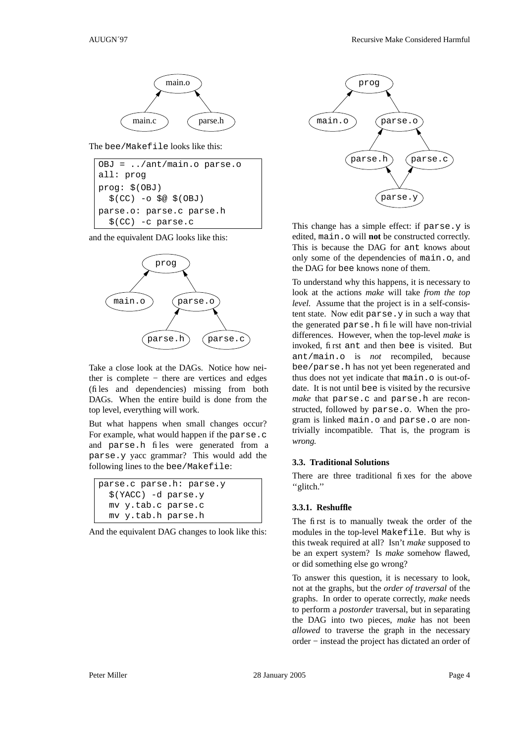The `bee/Makefile` looks like this:

```
OBJ = ../ant/main.o parse.o
all: prog
prog: $(OBJ)
  $(CC) -o $@ $(OBJ)
parse.o: parse.c parse.h
  $(CC) -c parse.c
```

and the equivalent DAG looks like this:

Take a close look at the DAGs. Notice how neither is complete − there are vertices and edges (files and dependencies) missing from both DAGs. When the entire build is done from the top level, everything will work.

But what happens when small changes occur? For example, what would happen if the `parse.c` and `parse.h` files were generated from a `parse.y` yacc grammar? This would add the following lines to the `bee/Makefile`:

```
parse.c parse.h: parse.y
  $(YACC) -d parse.y
  mv y.tab.c parse.c
  mv y.tab.h parse.h
```

And the equivalent DAG changes to look like this:

This change has a simple effect: if `parse.y` is edited, `main.o` will **not** be constructed correctly. This is because the DAG for `ant` knows about only some of the dependencies of `main.o`, and the DAG for `bee` knows none of them.

To understand why this happens, it is necessary to look at the actions *make* will take *from the top level.* Assume that the project is in a self-consistent state. Now edit `parse.y` in such a way that the generated `parse.h` file will have non-trivial differences. However, when the top-level *make* is invoked, first `ant` and then `bee` is visited. But `ant/main.o` is *not* recompiled, because `bee/parse.h` has not yet been regenerated and thus does not yet indicate that `main.o` is out-of-date. It is not until `bee` is visited by the recursive *make* that `parse.c` and `parse.h` are reconstructed, followed by `parse.o`. When the program is linked `main.o` and `parse.o` are non-trivially incompatible. That is, the program is *wrong.*

### 3.3. Traditional Solutions

There are three traditional fixes for the above "glitch."

#### 3.3.1. Reshuffle

The first is to manually tweak the order of the modules in the top-level `Makefile`. But why is this tweak required at all? Isn't *make* supposed to be an expert system? Is *make* somehow flawed, or did something else go wrong?

To answer this question, it is necessary to look, not at the graphs, but the *order of traversal* of the graphs. In order to operate correctly, *make* needs to perform a *postorder* traversal, but in separating the DAG into two pieces, *make* has not been *allowed* to traverse the graph in the necessary order − instead the project has dictated an order of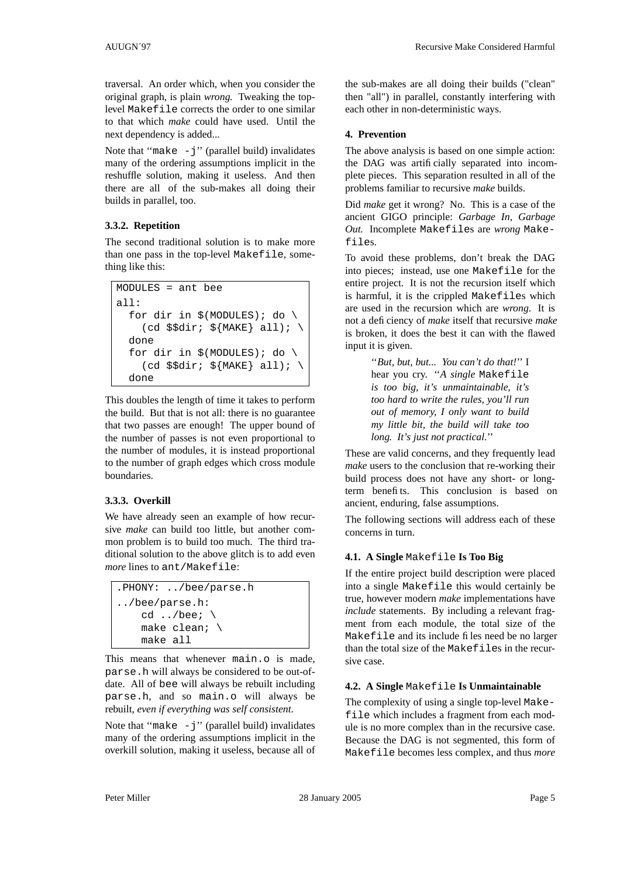traversal. An order which, when you consider the original graph, is plain *wrong.* Tweaking the top-level Makefile corrects the order to one similar to that which *make* could have used. Until the next dependency is added...

Note that "make -j" (parallel build) invalidates many of the ordering assumptions implicit in the reshuffle solution, making it useless. And then there are all of the sub-makes all doing their builds in parallel, too.

### 3.3.2. Repetition

The second traditional solution is to make more than one pass in the top-level Makefile, something like this:

```
MODULES = ant bee
all:
  for dir in $(MODULES); do \
    (cd $$dir; ${MAKE} all); \
  done
  for dir in $(MODULES); do \
    (cd $$dir; ${MAKE} all); \
  done
```

This doubles the length of time it takes to perform the build. But that is not all: there is no guarantee that two passes are enough! The upper bound of the number of passes is not even proportional to the number of modules, it is instead proportional to the number of graph edges which cross module boundaries.

### 3.3.3. Overkill

We have already seen an example of how recursive *make* can build too little, but another common problem is to build too much. The third traditional solution to the above glitch is to add even *more* lines to ant/Makefile:

```
.PHONY: ../bee/parse.h
../bee/parse.h:
    cd ../bee; \
    make clean; \
    make all
```

This means that whenever main.o is made, parse.h will always be considered to be out-of-date. All of bee will always be rebuilt including parse.h, and so main.o will always be rebuilt, *even if everything was self consistent.*

Note that "make -j" (parallel build) invalidates many of the ordering assumptions implicit in the overkill solution, making it useless, because all of the sub-makes are all doing their builds ("clean" then "all") in parallel, constantly interfering with each other in non-deterministic ways.

## 4. Prevention

The above analysis is based on one simple action: the DAG was artificially separated into incomplete pieces. This separation resulted in all of the problems familiar to recursive *make* builds.

Did *make* get it wrong? No. This is a case of the ancient GIGO principle: *Garbage In, Garbage Out.* Incomplete Makefiles are *wrong* Makefiles.

To avoid these problems, don't break the DAG into pieces; instead, use one Makefile for the entire project. It is not the recursion itself which is harmful, it is the crippled Makefiles which are used in the recursion which are *wrong*. It is not a deficiency of *make* itself that recursive *make* is broken, it does the best it can with the flawed input it is given.

> "*But, but, but... You can't do that!*" I hear you cry. "*A single* Makefile *is too big, it's unmaintainable, it's too hard to write the rules, you'll run out of memory, I only want to build my little bit, the build will take too long. It's just not practical.*"

These are valid concerns, and they frequently lead *make* users to the conclusion that re-working their build process does not have any short- or long-term benefits. This conclusion is based on ancient, enduring, false assumptions.

The following sections will address each of these concerns in turn.

### 4.1. A Single Makefile Is Too Big

If the entire project build description were placed into a single Makefile this would certainly be true, however modern *make* implementations have *include* statements. By including a relevant fragment from each module, the total size of the Makefile and its include files need be no larger than the total size of the Makefiles in the recursive case.

### 4.2. A Single Makefile Is Unmaintainable

The complexity of using a single top-level Makefile which includes a fragment from each module is no more complex than in the recursive case. Because the DAG is not segmented, this form of Makefile becomes less complex, and thus *more*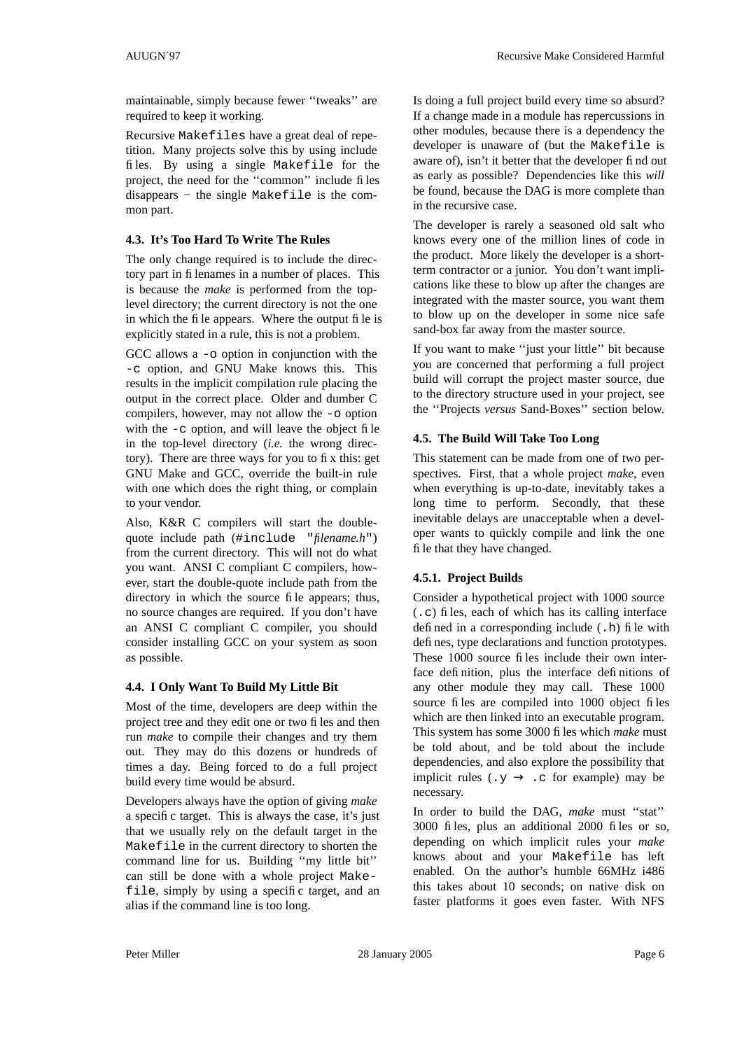maintainable, simply because fewer ''tweaks'' are required to keep it working.

Recursive `Makefiles` have a great deal of repetition. Many projects solve this by using include files. By using a single `Makefile` for the project, the need for the ''common'' include files disappears − the single `Makefile` is the common part.

### 4.3. It's Too Hard To Write The Rules

The only change required is to include the directory part in filenames in a number of places. This is because the *make* is performed from the top-level directory; the current directory is not the one in which the file appears. Where the output file is explicitly stated in a rule, this is not a problem.

GCC allows a `-o` option in conjunction with the `-c` option, and GNU Make knows this. This results in the implicit compilation rule placing the output in the correct place. Older and dumber C compilers, however, may not allow the `-o` option with the `-c` option, and will leave the object file in the top-level directory (*i.e.* the wrong directory). There are three ways for you to fix this: get GNU Make and GCC, override the built-in rule with one which does the right thing, or complain to your vendor.

Also, K&R C compilers will start the double-quote include path (`#include "`*filename.h*`"`) from the current directory. This will not do what you want. ANSI C compliant C compilers, however, start the double-quote include path from the directory in which the source file appears; thus, no source changes are required. If you don't have an ANSI C compliant C compiler, you should consider installing GCC on your system as soon as possible.

### 4.4. I Only Want To Build My Little Bit

Most of the time, developers are deep within the project tree and they edit one or two files and then run *make* to compile their changes and try them out. They may do this dozens or hundreds of times a day. Being forced to do a full project build every time would be absurd.

Developers always have the option of giving *make* a specific target. This is always the case, it's just that we usually rely on the default target in the `Makefile` in the current directory to shorten the command line for us. Building ''my little bit'' can still be done with a whole project `Makefile`, simply by using a specific target, and an alias if the command line is too long.

Is doing a full project build every time so absurd? If a change made in a module has repercussions in other modules, because there is a dependency the developer is unaware of (but the `Makefile` is aware of), isn't it better that the developer find out as early as possible? Dependencies like this *will* be found, because the DAG is more complete than in the recursive case.

The developer is rarely a seasoned old salt who knows every one of the million lines of code in the product. More likely the developer is a short-term contractor or a junior. You don't want implications like these to blow up after the changes are integrated with the master source, you want them to blow up on the developer in some nice safe sand-box far away from the master source.

If you want to make ''just your little'' bit because you are concerned that performing a full project build will corrupt the project master source, due to the directory structure used in your project, see the ''Projects *versus* Sand-Boxes'' section below.

### 4.5. The Build Will Take Too Long

This statement can be made from one of two perspectives. First, that a whole project *make*, even when everything is up-to-date, inevitably takes a long time to perform. Secondly, that these inevitable delays are unacceptable when a developer wants to quickly compile and link the one file that they have changed.

#### 4.5.1. Project Builds

Consider a hypothetical project with 1000 source (`.c`) files, each of which has its calling interface defined in a corresponding include (`.h`) file with defines, type declarations and function prototypes. These 1000 source files include their own interface definition, plus the interface definitions of any other module they may call. These 1000 source files are compiled into 1000 object files which are then linked into an executable program. This system has some 3000 files which *make* must be told about, and be told about the include dependencies, and also explore the possibility that implicit rules (`.y` → `.c` for example) may be necessary.

In order to build the DAG, *make* must ''stat'' 3000 files, plus an additional 2000 files or so, depending on which implicit rules your *make* knows about and your `Makefile` has left enabled. On the author's humble 66MHz i486 this takes about 10 seconds; on native disk on faster platforms it goes even faster. With NFS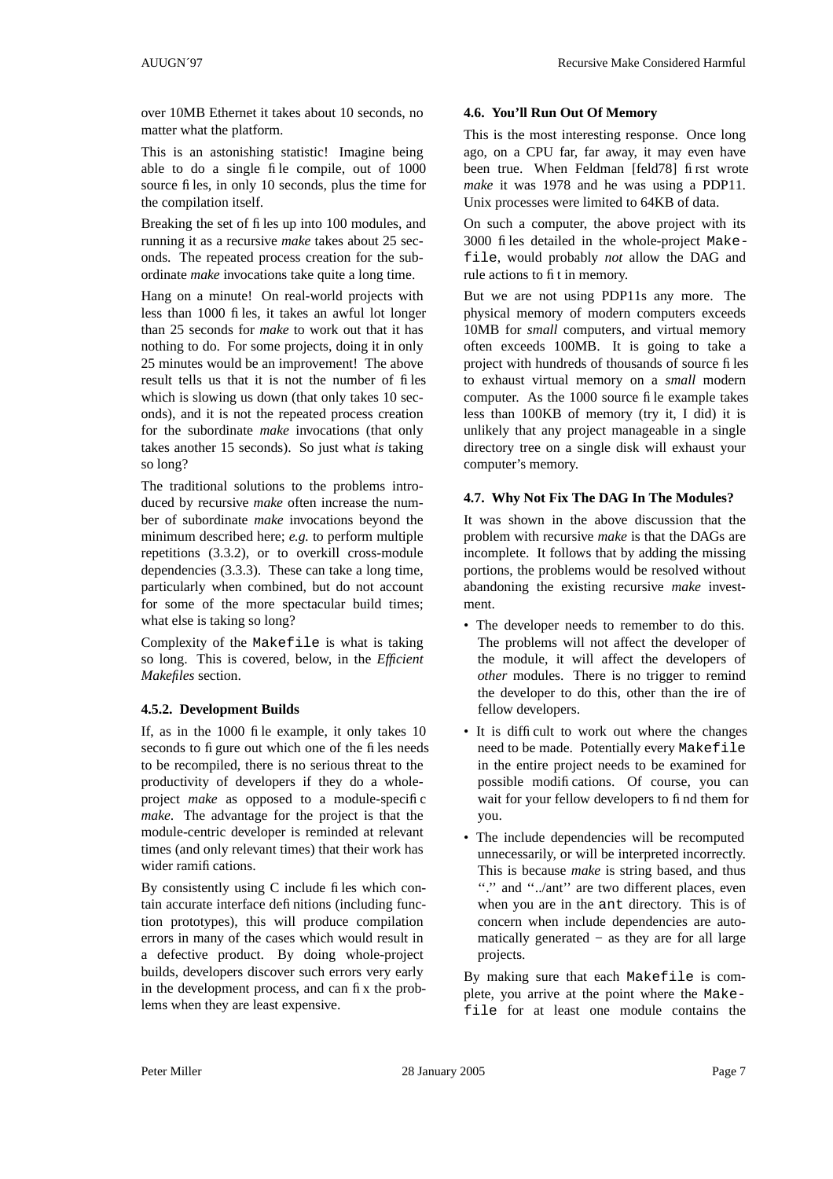over 10MB Ethernet it takes about 10 seconds, no matter what the platform.

This is an astonishing statistic! Imagine being able to do a single file compile, out of 1000 source files, in only 10 seconds, plus the time for the compilation itself.

Breaking the set of files up into 100 modules, and running it as a recursive *make* takes about 25 seconds. The repeated process creation for the subordinate *make* invocations take quite a long time.

Hang on a minute! On real-world projects with less than 1000 files, it takes an awful lot longer than 25 seconds for *make* to work out that it has nothing to do. For some projects, doing it in only 25 minutes would be an improvement! The above result tells us that it is not the number of files which is slowing us down (that only takes 10 seconds), and it is not the repeated process creation for the subordinate *make* invocations (that only takes another 15 seconds). So just what *is* taking so long?

The traditional solutions to the problems introduced by recursive *make* often increase the number of subordinate *make* invocations beyond the minimum described here; *e.g.* to perform multiple repetitions (3.3.2), or to overkill cross-module dependencies (3.3.3). These can take a long time, particularly when combined, but do not account for some of the more spectacular build times; what else is taking so long?

Complexity of the `Makefile` is what is taking so long. This is covered, below, in the *Efficient Makefiles* section.

### 4.5.2. Development Builds

If, as in the 1000 file example, it only takes 10 seconds to figure out which one of the files needs to be recompiled, there is no serious threat to the productivity of developers if they do a whole-project *make* as opposed to a module-specific *make*. The advantage for the project is that the module-centric developer is reminded at relevant times (and only relevant times) that their work has wider ramifications.

By consistently using C include files which contain accurate interface definitions (including function prototypes), this will produce compilation errors in many of the cases which would result in a defective product. By doing whole-project builds, developers discover such errors very early in the development process, and can fix the problems when they are least expensive.

### 4.6. You'll Run Out Of Memory

This is the most interesting response. Once long ago, on a CPU far, far away, it may even have been true. When Feldman [feld78] first wrote *make* it was 1978 and he was using a PDP11. Unix processes were limited to 64KB of data.

On such a computer, the above project with its 3000 files detailed in the whole-project `Makefile`, would probably *not* allow the DAG and rule actions to fit in memory.

But we are not using PDP11s any more. The physical memory of modern computers exceeds 10MB for *small* computers, and virtual memory often exceeds 100MB. It is going to take a project with hundreds of thousands of source files to exhaust virtual memory on a *small* modern computer. As the 1000 source file example takes less than 100KB of memory (try it, I did) it is unlikely that any project manageable in a single directory tree on a single disk will exhaust your computer's memory.

### 4.7. Why Not Fix The DAG In The Modules?

It was shown in the above discussion that the problem with recursive *make* is that the DAGs are incomplete. It follows that by adding the missing portions, the problems would be resolved without abandoning the existing recursive *make* investment.

- The developer needs to remember to do this. The problems will not affect the developer of the module, it will affect the developers of *other* modules. There is no trigger to remind the developer to do this, other than the ire of fellow developers.
- It is difficult to work out where the changes need to be made. Potentially every `Makefile` in the entire project needs to be examined for possible modifications. Of course, you can wait for your fellow developers to find them for you.
- The include dependencies will be recomputed unnecessarily, or will be interpreted incorrectly. This is because *make* is string based, and thus "." and "../ant" are two different places, even when you are in the `ant` directory. This is of concern when include dependencies are automatically generated − as they are for all large projects.

By making sure that each `Makefile` is complete, you arrive at the point where the `Makefile` for at least one module contains the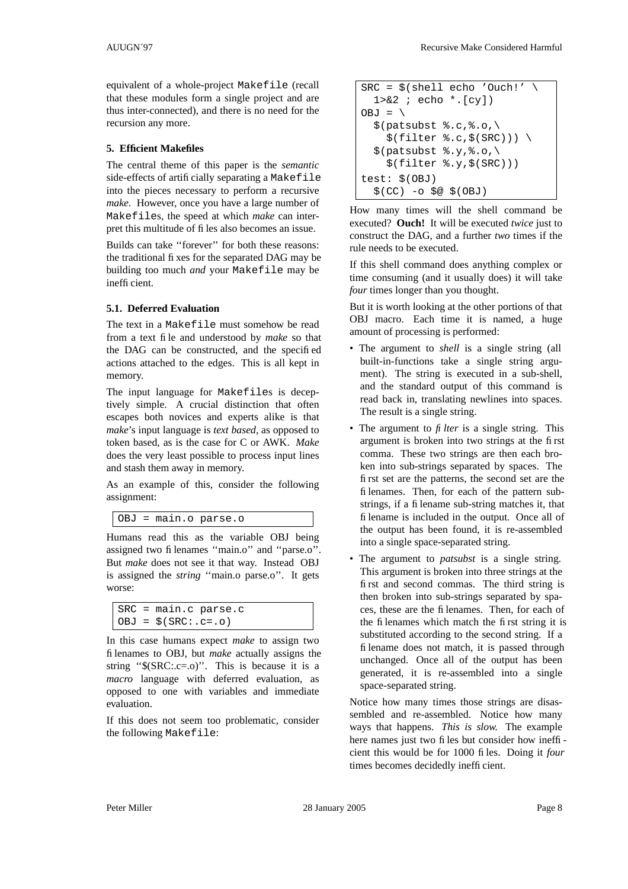equivalent of a whole-project Makefile (recall that these modules form a single project and are thus inter-connected), and there is no need for the recursion any more.

## 5. Efficient Makefiles

The central theme of this paper is the *semantic* side-effects of artificially separating a Makefile into the pieces necessary to perform a recursive *make*. However, once you have a large number of Makefiles, the speed at which *make* can interpret this multitude of files also becomes an issue.

Builds can take ''forever'' for both these reasons: the traditional fixes for the separated DAG may be building too much *and* your Makefile may be inefficient.

### 5.1. Deferred Evaluation

The text in a Makefile must somehow be read from a text file and understood by *make* so that the DAG can be constructed, and the specified actions attached to the edges. This is all kept in memory.

The input language for Makefiles is deceptively simple. A crucial distinction that often escapes both novices and experts alike is that *make*'s input language is *text based*, as opposed to token based, as is the case for C or AWK. *Make* does the very least possible to process input lines and stash them away in memory.

As an example of this, consider the following assignment:

```
OBJ = main.o parse.o
```

Humans read this as the variable OBJ being assigned two filenames ''main.o'' and ''parse.o''. But *make* does not see it that way. Instead OBJ is assigned the *string* ''main.o parse.o''. It gets worse:

```
SRC = main.c parse.c
OBJ = $(SRC:.c=.o)
```

In this case humans expect *make* to assign two filenames to OBJ, but *make* actually assigns the string ''$(SRC:.c=.o)''. This is because it is a *macro* language with deferred evaluation, as opposed to one with variables and immediate evaluation.

If this does not seem too problematic, consider the following Makefile:

```
SRC = $(shell echo 'Ouch!' \
  1>&2 ; echo *.[cy])
OBJ = \
  $(patsubst %.c,%.o,\
    $(filter %.c,$(SRC))) \
  $(patsubst %.y,%.o,\
    $(filter %.y,$(SRC)))
test: $(OBJ)
  $(CC) -o $@ $(OBJ)
```

How many times will the shell command be executed? **Ouch!** It will be executed *twice* just to construct the DAG, and a further *two* times if the rule needs to be executed.

If this shell command does anything complex or time consuming (and it usually does) it will take *four* times longer than you thought.

But it is worth looking at the other portions of that OBJ macro. Each time it is named, a huge amount of processing is performed:

- The argument to *shell* is a single string (all built-in-functions take a single string argument). The string is executed in a sub-shell, and the standard output of this command is read back in, translating newlines into spaces. The result is a single string.
- The argument to *filter* is a single string. This argument is broken into two strings at the first comma. These two strings are then each broken into sub-strings separated by spaces. The first set are the patterns, the second set are the filenames. Then, for each of the pattern substrings, if a filename sub-string matches it, that filename is included in the output. Once all of the output has been found, it is re-assembled into a single space-separated string.
- The argument to *patsubst* is a single string. This argument is broken into three strings at the first and second commas. The third string is then broken into sub-strings separated by spaces, these are the filenames. Then, for each of the filenames which match the first string it is substituted according to the second string. If a filename does not match, it is passed through unchanged. Once all of the output has been generated, it is re-assembled into a single space-separated string.

Notice how many times those strings are disassembled and re-assembled. Notice how many ways that happens. *This is slow.* The example here names just two files but consider how inefficient this would be for 1000 files. Doing it *four* times becomes decidedly inefficient.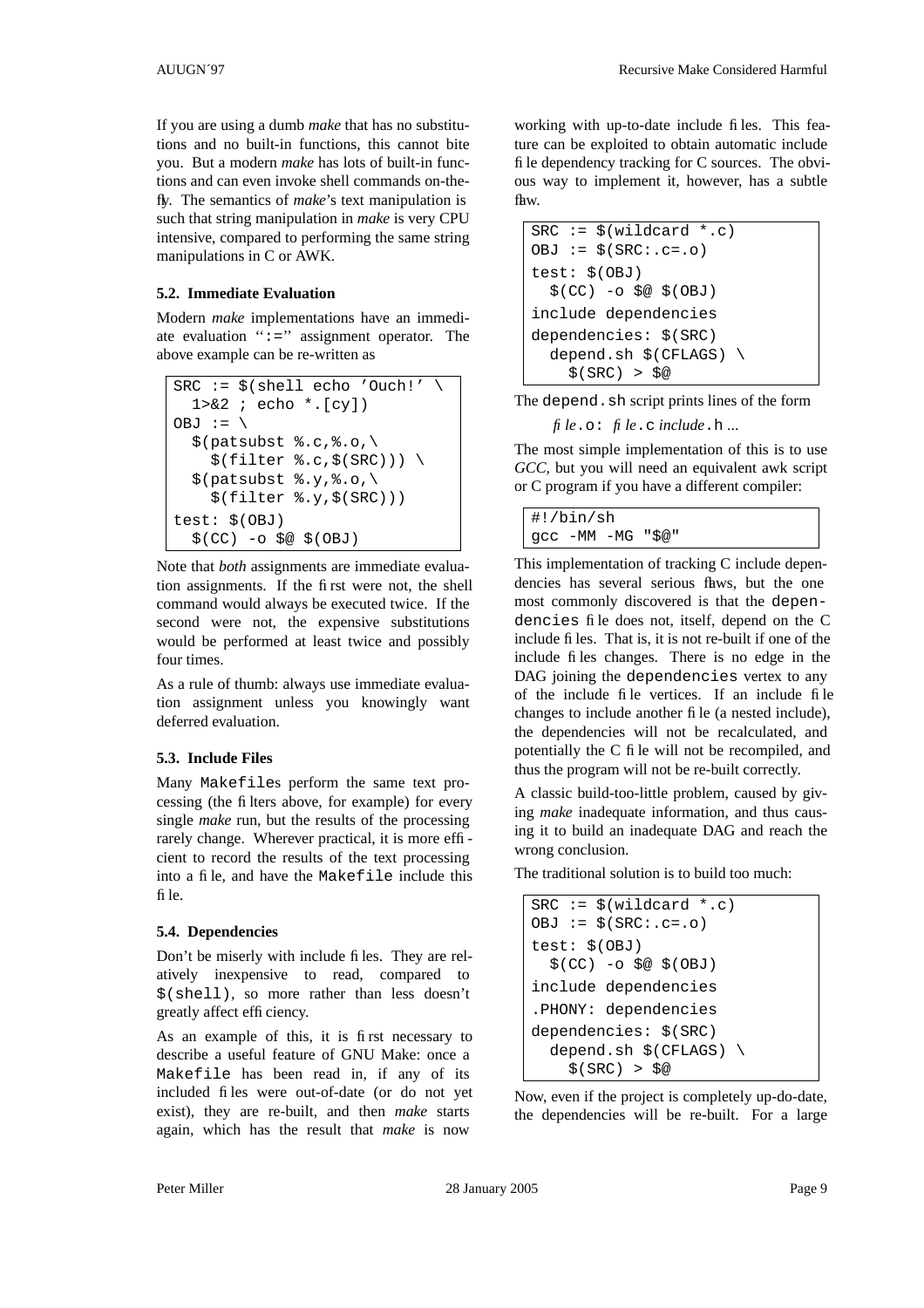If you are using a dumb *make* that has no substitutions and no built-in functions, this cannot bite you. But a modern *make* has lots of built-in functions and can even invoke shell commands on-the-fly. The semantics of *make*'s text manipulation is such that string manipulation in *make* is very CPU intensive, compared to performing the same string manipulations in C or AWK.

### 5.2. Immediate Evaluation

Modern *make* implementations have an immediate evaluation ":=" assignment operator. The above example can be re-written as

```
SRC := $(shell echo 'Ouch!' \
  1>&2 ; echo *.[cy])
OBJ := \
  $(patsubst %.c,%.o,\
    $(filter %.c,$(SRC))) \
  $(patsubst %.y,%.o,\
    $(filter %.y,$(SRC)))
test: $(OBJ)
  $(CC) -o $@ $(OBJ)
```

Note that *both* assignments are immediate evaluation assignments. If the first were not, the shell command would always be executed twice. If the second were not, the expensive substitutions would be performed at least twice and possibly four times.

As a rule of thumb: always use immediate evaluation assignment unless you knowingly want deferred evaluation.

### 5.3. Include Files

Many Makefiles perform the same text processing (the filters above, for example) for every single *make* run, but the results of the processing rarely change. Wherever practical, it is more efficient to record the results of the text processing into a file, and have the Makefile include this file.

### 5.4. Dependencies

Don't be miserly with include files. They are relatively inexpensive to read, compared to $(shell), so more rather than less doesn't greatly affect efficiency.

As an example of this, it is first necessary to describe a useful feature of GNU Make: once a Makefile has been read in, if any of its included files were out-of-date (or do not yet exist), they are re-built, and then *make* starts again, which has the result that *make* is now working with up-to-date include files. This feature can be exploited to obtain automatic include file dependency tracking for C sources. The obvious way to implement it, however, has a subtle flaw.

```
SRC := $(wildcard *.c)
OBJ := $(SRC:.c=.o)
test: $(OBJ)
  $(CC) -o $@ $(OBJ)
include dependencies
dependencies: $(SRC)
  depend.sh $(CFLAGS) \
    $(SRC) > $@
```

The depend.sh script prints lines of the form

*file*.o: *file*.c *include*.h ...

The most simple implementation of this is to use *GCC*, but you will need an equivalent awk script or C program if you have a different compiler:

```
#!/bin/sh
gcc -MM -MG "$@"
```

This implementation of tracking C include dependencies has several serious flaws, but the one most commonly discovered is that the dependencies file does not, itself, depend on the C include files. That is, it is not re-built if one of the include files changes. There is no edge in the DAG joining the dependencies vertex to any of the include file vertices. If an include file changes to include another file (a nested include), the dependencies will not be recalculated, and potentially the C file will not be recompiled, and thus the program will not be re-built correctly.

A classic build-too-little problem, caused by giving *make* inadequate information, and thus causing it to build an inadequate DAG and reach the wrong conclusion.

The traditional solution is to build too much:

```
SRC := $(wildcard *.c)
OBJ := $(SRC:.c=.o)
test: $(OBJ)
  $(CC) -o $@ $(OBJ)
include dependencies
.PHONY: dependencies
dependencies: $(SRC)
  depend.sh $(CFLAGS) \
    $(SRC) > $@
```

Now, even if the project is completely up-do-date, the dependencies will be re-built. For a large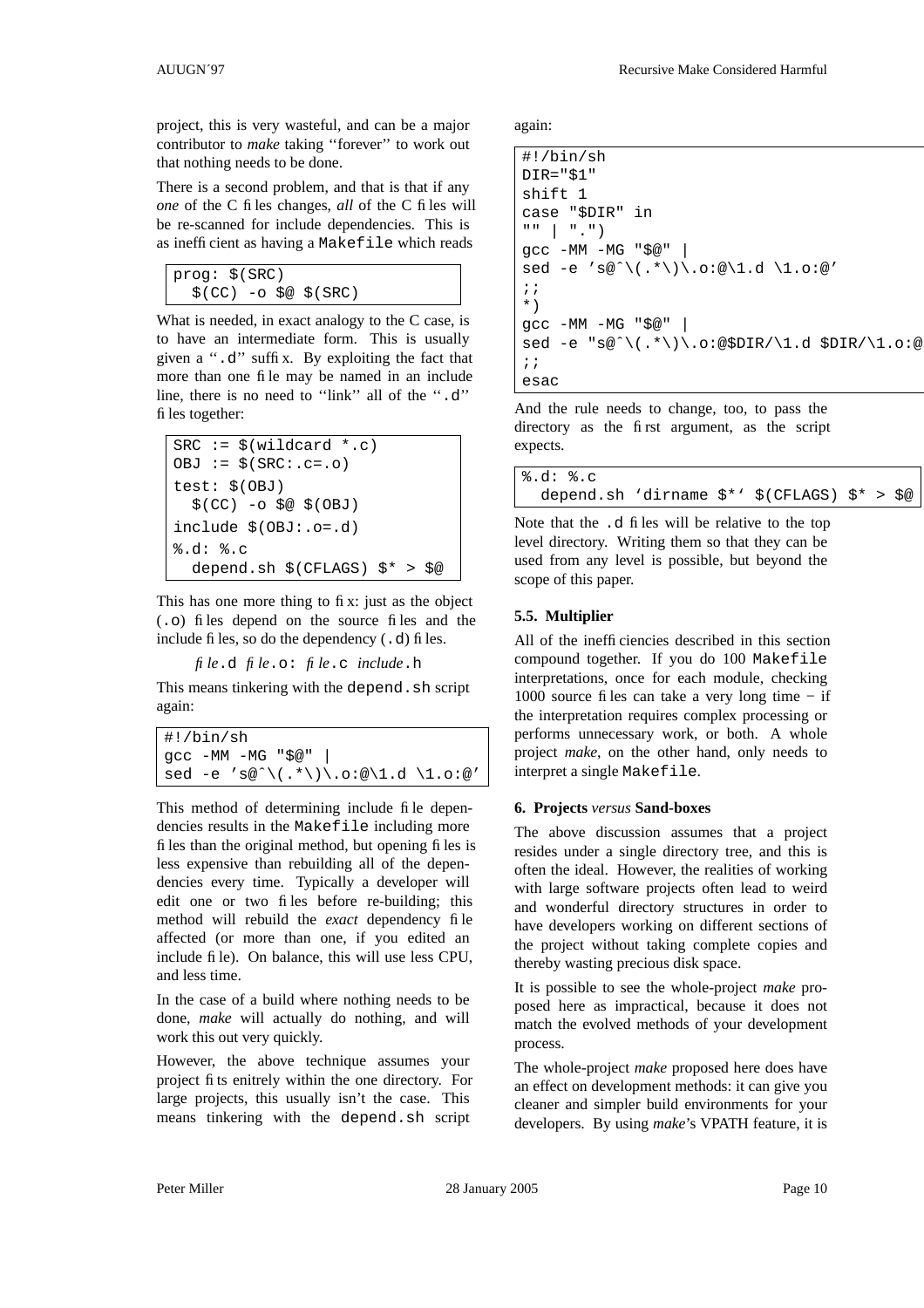project, this is very wasteful, and can be a major contributor to *make* taking ''forever'' to work out that nothing needs to be done.

There is a second problem, and that is that if any *one* of the C files changes, *all* of the C files will be re-scanned for include dependencies. This is as inefficient as having a `Makefile` which reads

```
prog: $(SRC)
  $(CC) -o $@ $(SRC)
```

What is needed, in exact analogy to the C case, is to have an intermediate form. This is usually given a ''`.d`'' suffix. By exploiting the fact that more than one file may be named in an include line, there is no need to ''link'' all of the ''`.d`'' files together:

```
SRC := $(wildcard *.c)
OBJ := $(SRC:.c=.o)
test: $(OBJ)
  $(CC) -o $@ $(OBJ)
include $(OBJ:.o=.d)
%.d: %.c
  depend.sh $(CFLAGS) $* > $@
```

This has one more thing to fix: just as the object (`.o`) files depend on the source files and the include files, so do the dependency (`.d`) files.

*file*`.d` *file*`.o:` *file*`.c` *include*`.h`

This means tinkering with the `depend.sh` script again:

```
#!/bin/sh
gcc -MM -MG "$@" |
sed -e 's@^\(.*\)\.o:@\1.d \1.o:@'
```

This method of determining include file dependencies results in the `Makefile` including more files than the original method, but opening files is less expensive than rebuilding all of the dependencies every time. Typically a developer will edit one or two files before re-building; this method will rebuild the *exact* dependency file affected (or more than one, if you edited an include file). On balance, this will use less CPU, and less time.

In the case of a build where nothing needs to be done, *make* will actually do nothing, and will work this out very quickly.

However, the above technique assumes your project fits enitrely within the one directory. For large projects, this usually isn't the case. This means tinkering with the `depend.sh` script again:

```
#!/bin/sh
DIR="$1"
shift 1
case "$DIR" in
"" | ".")
gcc -MM -MG "$@" |
sed -e 's@^\(.*\)\.o:@\1.d \1.o:@'
;;
*)
gcc -MM -MG "$@" |
sed -e "s@^\(.*\)\.o:@$DIR/\1.d $DIR/\1.o:@
;;
esac
```

And the rule needs to change, too, to pass the directory as the first argument, as the script expects.

```
%.d: %.c
  depend.sh 'dirname $*' $(CFLAGS) $* > $@
```

Note that the `.d` files will be relative to the top level directory. Writing them so that they can be used from any level is possible, but beyond the scope of this paper.

### 5.5. Multiplier

All of the inefficiencies described in this section compound together. If you do 100 `Makefile` interpretations, once for each module, checking 1000 source files can take a very long time − if the interpretation requires complex processing or performs unnecessary work, or both. A whole project *make*, on the other hand, only needs to interpret a single `Makefile`.

## 6. Projects *versus* Sand-boxes

The above discussion assumes that a project resides under a single directory tree, and this is often the ideal. However, the realities of working with large software projects often lead to weird and wonderful directory structures in order to have developers working on different sections of the project without taking complete copies and thereby wasting precious disk space.

It is possible to see the whole-project *make* proposed here as impractical, because it does not match the evolved methods of your development process.

The whole-project *make* proposed here does have an effect on development methods: it can give you cleaner and simpler build environments for your developers. By using *make*'s VPATH feature, it is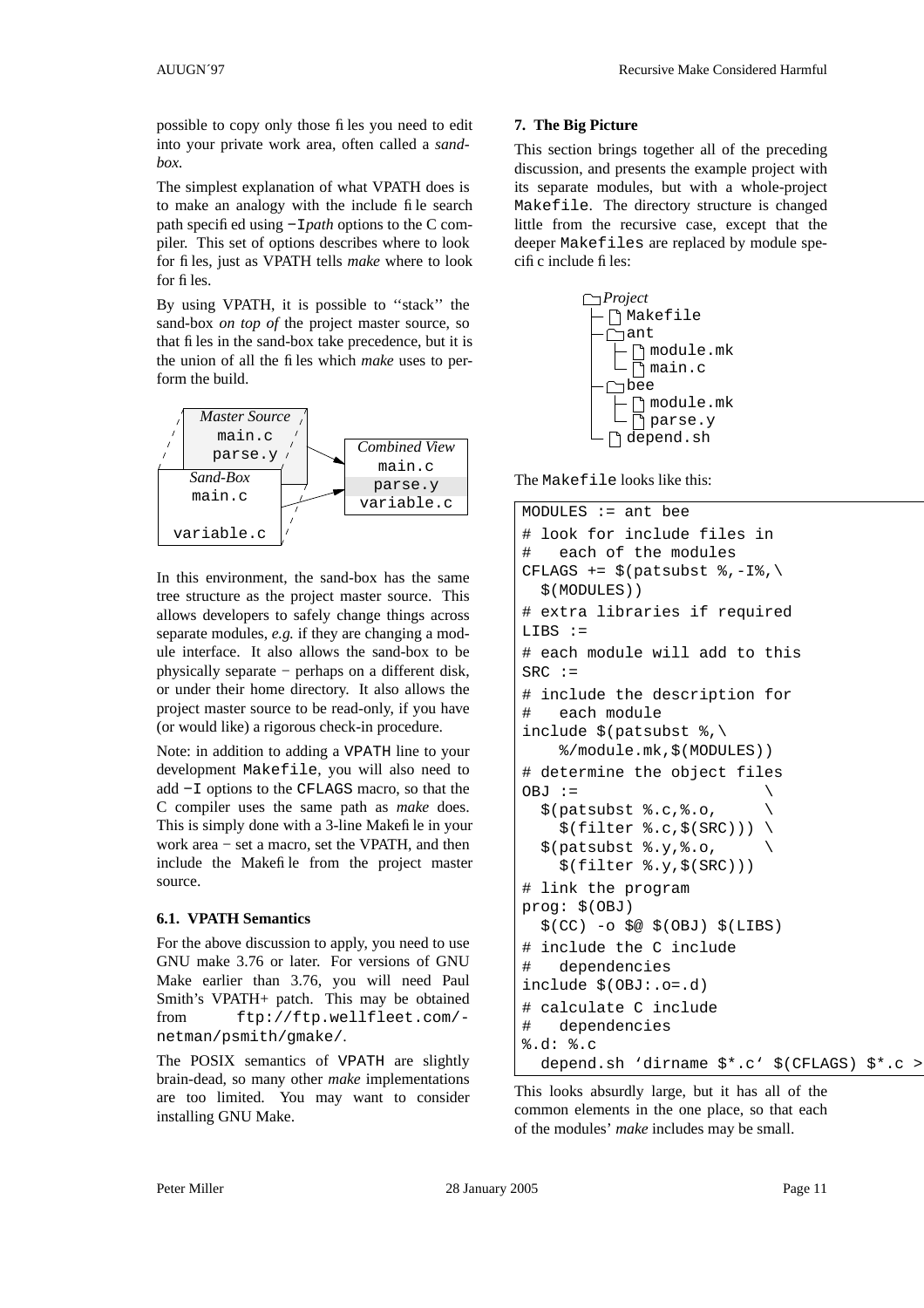possible to copy only those files you need to edit into your private work area, often called a *sandbox*.

The simplest explanation of what VPATH does is to make an analogy with the include file search path specified using `−I`*path* options to the C compiler. This set of options describes where to look for files, just as VPATH tells *make* where to look for files.

By using VPATH, it is possible to ''stack'' the sand-box *on top of* the project master source, so that files in the sand-box take precedence, but it is the union of all the files which *make* uses to perform the build.

```
   Master Source
      main.c
      parse.y          -->   Combined View
                                main.c
   Sand-Box                     parse.y
      main.c           -->      variable.c

   variable.c
```

In this environment, the sand-box has the same tree structure as the project master source. This allows developers to safely change things across separate modules, *e.g.* if they are changing a module interface. It also allows the sand-box to be physically separate − perhaps on a different disk, or under their home directory. It also allows the project master source to be read-only, if you have (or would like) a rigorous check-in procedure.

Note: in addition to adding a `VPATH` line to your development `Makefile`, you will also need to add `−I` options to the `CFLAGS` macro, so that the C compiler uses the same path as *make* does. This is simply done with a 3-line Makefile in your work area − set a macro, set the VPATH, and then include the Makefile from the project master source.

### 6.1. VPATH Semantics

For the above discussion to apply, you need to use GNU make 3.76 or later. For versions of GNU Make earlier than 3.76, you will need Paul Smith's VPATH+ patch. This may be obtained from `ftp://ftp.wellfleet.com/-netman/psmith/gmake/`.

The POSIX semantics of `VPATH` are slightly brain-dead, so many other *make* implementations are too limited. You may want to consider installing GNU Make.

## 7. The Big Picture

This section brings together all of the preceding discussion, and presents the example project with its separate modules, but with a whole-project `Makefile`. The directory structure is changed little from the recursive case, except that the deeper `Makefiles` are replaced by module specific include files:

```
Project
├ Makefile
├ ant
│ ├ module.mk
│ └ main.c
├ bee
│ ├ module.mk
│ └ parse.y
└ depend.sh
```

The `Makefile` looks like this:

```
MODULES := ant bee
# look for include files in
#   each of the modules
CFLAGS += $(patsubst %,-I%,\
  $(MODULES))
# extra libraries if required
LIBS :=
# each module will add to this
SRC :=
# include the description for
#   each module
include $(patsubst %,\
    %/module.mk,$(MODULES))
# determine the object files
OBJ :=                    \
  $(patsubst %.c,%.o,     \
    $(filter %.c,$(SRC))) \
  $(patsubst %.y,%.o,     \
    $(filter %.y,$(SRC)))
# link the program
prog: $(OBJ)
  $(CC) -o $@ $(OBJ) $(LIBS)
# include the C include
#   dependencies
include $(OBJ:.o=.d)
# calculate C include
#   dependencies
%.d: %.c
  depend.sh ‘dirname $*.c‘ $(CFLAGS) $*.c >
```

This looks absurdly large, but it has all of the common elements in the one place, so that each of the modules' *make* includes may be small.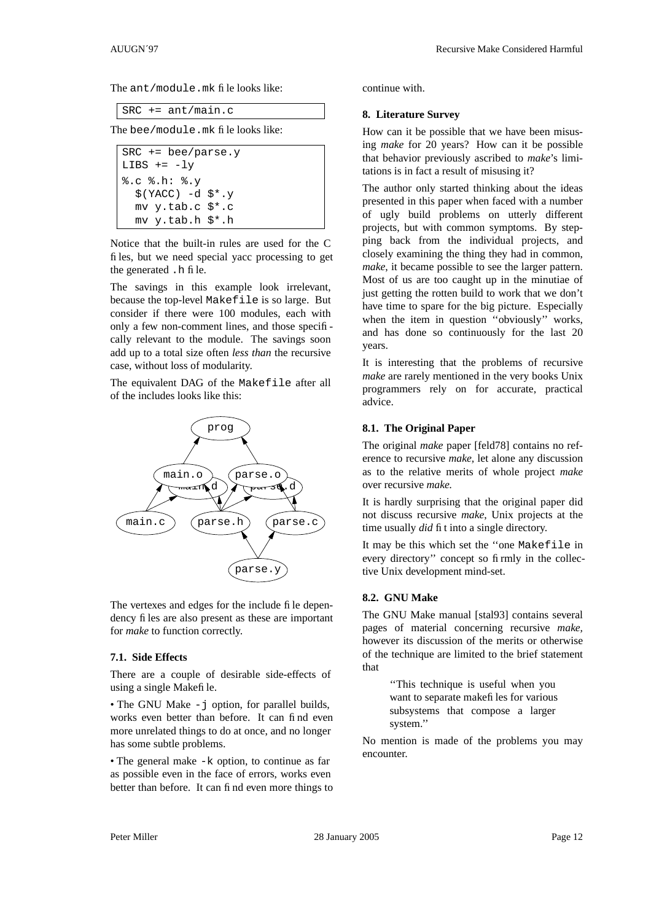The `ant/module.mk` file looks like:

```
SRC += ant/main.c
```

The `bee/module.mk` file looks like:

```
SRC += bee/parse.y
LIBS += -ly
%.c %.h: %.y
	$(YACC) -d $*.y
	mv y.tab.c $*.c
	mv y.tab.h $*.h
```

Notice that the built-in rules are used for the C files, but we need special yacc processing to get the generated `.h` file.

The savings in this example look irrelevant, because the top-level `Makefile` is so large. But consider if there were 100 modules, each with only a few non-comment lines, and those specifically relevant to the module. The savings soon add up to a total size often *less than* the recursive case, without loss of modularity.

The equivalent DAG of the `Makefile` after all of the includes looks like this:

The vertexes and edges for the include file dependency files are also present as these are important for *make* to function correctly.

### 7.1. Side Effects

There are a couple of desirable side-effects of using a single Makefile.

• The GNU Make `-j` option, for parallel builds, works even better than before. It can find even more unrelated things to do at once, and no longer has some subtle problems.

• The general make `-k` option, to continue as far as possible even in the face of errors, works even better than before. It can find even more things to continue with.

## 8. Literature Survey

How can it be possible that we have been misusing *make* for 20 years? How can it be possible that behavior previously ascribed to *make*'s limitations is in fact a result of misusing it?

The author only started thinking about the ideas presented in this paper when faced with a number of ugly build problems on utterly different projects, but with common symptoms. By stepping back from the individual projects, and closely examining the thing they had in common, *make*, it became possible to see the larger pattern. Most of us are too caught up in the minutiae of just getting the rotten build to work that we don't have time to spare for the big picture. Especially when the item in question ''obviously'' works, and has done so continuously for the last 20 years.

It is interesting that the problems of recursive *make* are rarely mentioned in the very books Unix programmers rely on for accurate, practical advice.

### 8.1. The Original Paper

The original *make* paper [feld78] contains no reference to recursive *make*, let alone any discussion as to the relative merits of whole project *make* over recursive *make.*

It is hardly surprising that the original paper did not discuss recursive *make*, Unix projects at the time usually *did* fit into a single directory.

It may be this which set the ''one `Makefile` in every directory'' concept so firmly in the collective Unix development mind-set.

### 8.2. GNU Make

The GNU Make manual [stal93] contains several pages of material concerning recursive *make,* however its discussion of the merits or otherwise of the technique are limited to the brief statement that

> ''This technique is useful when you want to separate makefiles for various subsystems that compose a larger system.''

No mention is made of the problems you may encounter.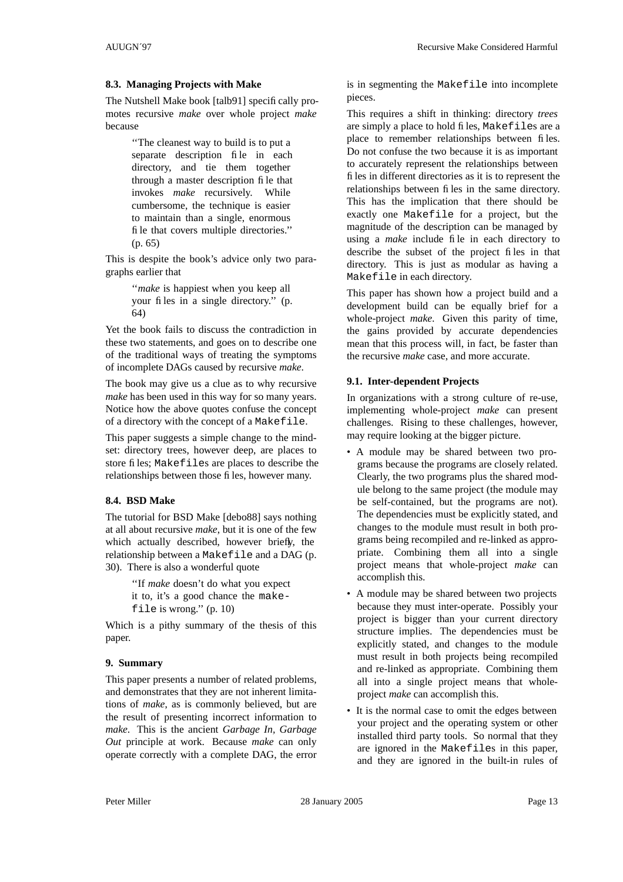### 8.3. Managing Projects with Make

The Nutshell Make book [talb91] specifically promotes recursive *make* over whole project *make* because

> "The cleanest way to build is to put a separate description file in each directory, and tie them together through a master description file that invokes *make* recursively. While cumbersome, the technique is easier to maintain than a single, enormous file that covers multiple directories." (p. 65)

This is despite the book's advice only two paragraphs earlier that

> "*make* is happiest when you keep all your files in a single directory." (p. 64)

Yet the book fails to discuss the contradiction in these two statements, and goes on to describe one of the traditional ways of treating the symptoms of incomplete DAGs caused by recursive *make*.

The book may give us a clue as to why recursive *make* has been used in this way for so many years. Notice how the above quotes confuse the concept of a directory with the concept of a `Makefile`.

This paper suggests a simple change to the mindset: directory trees, however deep, are places to store files; `Makefile`s are places to describe the relationships between those files, however many.

### 8.4. BSD Make

The tutorial for BSD Make [debo88] says nothing at all about recursive *make*, but it is one of the few which actually described, however briefly, the relationship between a `Makefile` and a DAG (p. 30). There is also a wonderful quote

> "If *make* doesn't do what you expect it to, it's a good chance the `makefile` is wrong." (p. 10)

Which is a pithy summary of the thesis of this paper.

## 9. Summary

This paper presents a number of related problems, and demonstrates that they are not inherent limitations of *make*, as is commonly believed, but are the result of presenting incorrect information to *make*. This is the ancient *Garbage In, Garbage Out* principle at work. Because *make* can only operate correctly with a complete DAG, the error is in segmenting the `Makefile` into incomplete pieces.

This requires a shift in thinking: directory *trees* are simply a place to hold files, `Makefile`s are a place to remember relationships between files. Do not confuse the two because it is as important to accurately represent the relationships between files in different directories as it is to represent the relationships between files in the same directory. This has the implication that there should be exactly one `Makefile` for a project, but the magnitude of the description can be managed by using a *make* include file in each directory to describe the subset of the project files in that directory. This is just as modular as having a `Makefile` in each directory.

This paper has shown how a project build and a development build can be equally brief for a whole-project *make*. Given this parity of time, the gains provided by accurate dependencies mean that this process will, in fact, be faster than the recursive *make* case, and more accurate.

### 9.1. Inter-dependent Projects

In organizations with a strong culture of re-use, implementing whole-project *make* can present challenges. Rising to these challenges, however, may require looking at the bigger picture.

- A module may be shared between two programs because the programs are closely related. Clearly, the two programs plus the shared module belong to the same project (the module may be self-contained, but the programs are not). The dependencies must be explicitly stated, and changes to the module must result in both programs being recompiled and re-linked as appropriate. Combining them all into a single project means that whole-project *make* can accomplish this.
- A module may be shared between two projects because they must inter-operate. Possibly your project is bigger than your current directory structure implies. The dependencies must be explicitly stated, and changes to the module must result in both projects being recompiled and re-linked as appropriate. Combining them all into a single project means that whole-project *make* can accomplish this.
- It is the normal case to omit the edges between your project and the operating system or other installed third party tools. So normal that they are ignored in the `Makefile`s in this paper, and they are ignored in the built-in rules of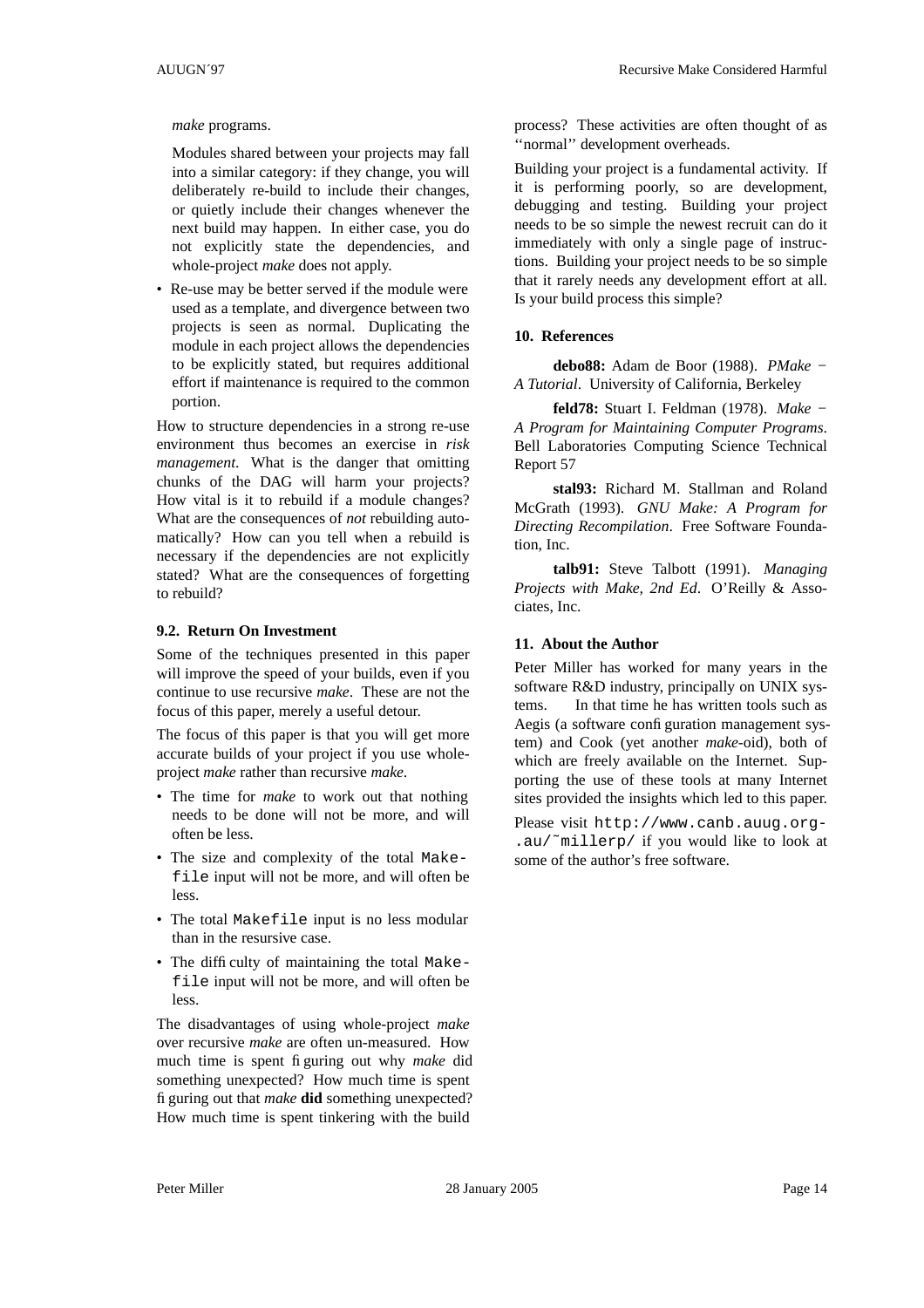*make* programs.

Modules shared between your projects may fall into a similar category: if they change, you will deliberately re-build to include their changes, or quietly include their changes whenever the next build may happen. In either case, you do not explicitly state the dependencies, and whole-project *make* does not apply.

- Re-use may be better served if the module were used as a template, and divergence between two projects is seen as normal. Duplicating the module in each project allows the dependencies to be explicitly stated, but requires additional effort if maintenance is required to the common portion.

How to structure dependencies in a strong re-use environment thus becomes an exercise in *risk management*. What is the danger that omitting chunks of the DAG will harm your projects? How vital is it to rebuild if a module changes? What are the consequences of *not* rebuilding automatically? How can you tell when a rebuild is necessary if the dependencies are not explicitly stated? What are the consequences of forgetting to rebuild?

### 9.2. Return On Investment

Some of the techniques presented in this paper will improve the speed of your builds, even if you continue to use recursive *make*. These are not the focus of this paper, merely a useful detour.

The focus of this paper is that you will get more accurate builds of your project if you use whole-project *make* rather than recursive *make*.

- The time for *make* to work out that nothing needs to be done will not be more, and will often be less.
- The size and complexity of the total `Makefile` input will not be more, and will often be less.
- The total `Makefile` input is no less modular than in the resursive case.
- The difficulty of maintaining the total `Makefile` input will not be more, and will often be less.

The disadvantages of using whole-project *make* over recursive *make* are often un-measured. How much time is spent figuring out why *make* did something unexpected? How much time is spent figuring out that *make* **did** something unexpected? How much time is spent tinkering with the build process? These activities are often thought of as ‘‘normal’’ development overheads.

Building your project is a fundamental activity. If it is performing poorly, so are development, debugging and testing. Building your project needs to be so simple the newest recruit can do it immediately with only a single page of instructions. Building your project needs to be so simple that it rarely needs any development effort at all. Is your build process this simple?

## 10. References

**debo88:** Adam de Boor (1988). *PMake − A Tutorial*. University of California, Berkeley

**feld78:** Stuart I. Feldman (1978). *Make − A Program for Maintaining Computer Programs*. Bell Laboratories Computing Science Technical Report 57

**stal93:** Richard M. Stallman and Roland McGrath (1993). *GNU Make: A Program for Directing Recompilation*. Free Software Foundation, Inc.

**talb91:** Steve Talbott (1991). *Managing Projects with Make, 2nd Ed*. O’Reilly & Associates, Inc.

## 11. About the Author

Peter Miller has worked for many years in the software R&D industry, principally on UNIX systems. In that time he has written tools such as Aegis (a software configuration management system) and Cook (yet another *make*-oid), both of which are freely available on the Internet. Supporting the use of these tools at many Internet sites provided the insights which led to this paper.

Please visit `http://www.canb.auug.org.au/~millerp/` if you would like to look at some of the author’s free software.